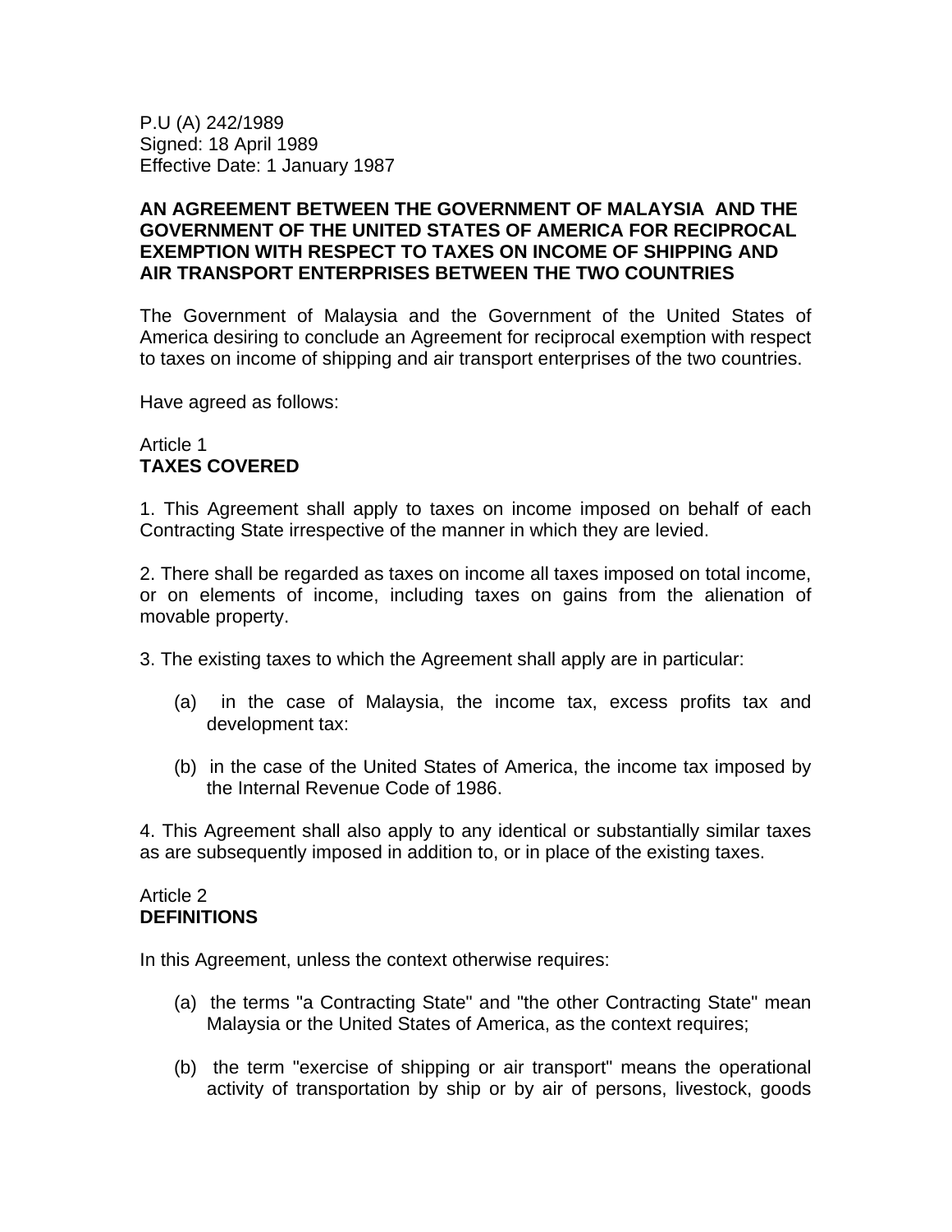P.U (A) 242/1989
Signed: 18 April 1989
Effective Date: 1 January 1987

# AN AGREEMENT BETWEEN THE GOVERNMENT OF MALAYSIA AND THE GOVERNMENT OF THE UNITED STATES OF AMERICA FOR RECIPROCAL EXEMPTION WITH RESPECT TO TAXES ON INCOME OF SHIPPING AND AIR TRANSPORT ENTERPRISES BETWEEN THE TWO COUNTRIES

The Government of Malaysia and the Government of the United States of America desiring to conclude an Agreement for reciprocal exemption with respect to taxes on income of shipping and air transport enterprises of the two countries.

Have agreed as follows:

## Article 1
## TAXES COVERED

1. This Agreement shall apply to taxes on income imposed on behalf of each Contracting State irrespective of the manner in which they are levied.

2. There shall be regarded as taxes on income all taxes imposed on total income, or on elements of income, including taxes on gains from the alienation of movable property.

3. The existing taxes to which the Agreement shall apply are in particular:

   (a) in the case of Malaysia, the income tax, excess profits tax and development tax:

   (b) in the case of the United States of America, the income tax imposed by the Internal Revenue Code of 1986.

4. This Agreement shall also apply to any identical or substantially similar taxes as are subsequently imposed in addition to, or in place of the existing taxes.

## Article 2
## DEFINITIONS

In this Agreement, unless the context otherwise requires:

   (a) the terms "a Contracting State" and "the other Contracting State" mean Malaysia or the United States of America, as the context requires;

   (b) the term "exercise of shipping or air transport" means the operational activity of transportation by ship or by air of persons, livestock, goods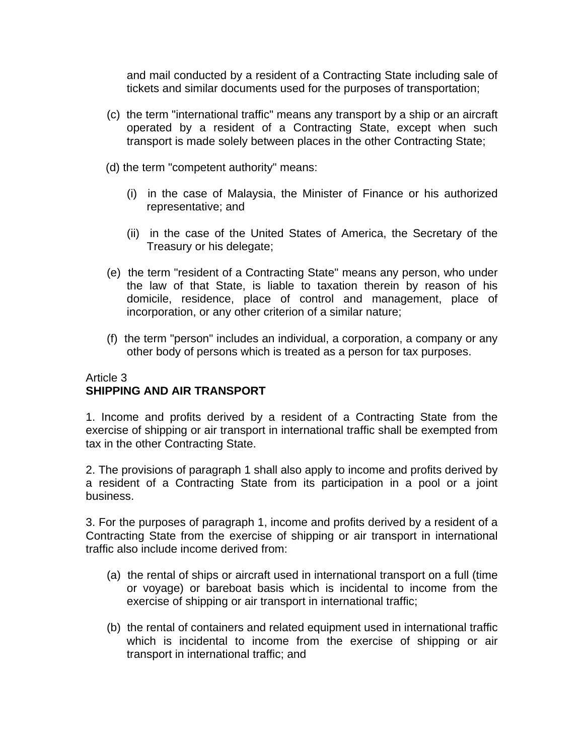and mail conducted by a resident of a Contracting State including sale of tickets and similar documents used for the purposes of transportation;

(c) the term "international traffic" means any transport by a ship or an aircraft operated by a resident of a Contracting State, except when such transport is made solely between places in the other Contracting State;

(d) the term "competent authority" means:

(i) in the case of Malaysia, the Minister of Finance or his authorized representative; and

(ii) in the case of the United States of America, the Secretary of the Treasury or his delegate;

(e) the term "resident of a Contracting State" means any person, who under the law of that State, is liable to taxation therein by reason of his domicile, residence, place of control and management, place of incorporation, or any other criterion of a similar nature;

(f) the term "person" includes an individual, a corporation, a company or any other body of persons which is treated as a person for tax purposes.

Article 3
**SHIPPING AND AIR TRANSPORT**

1. Income and profits derived by a resident of a Contracting State from the exercise of shipping or air transport in international traffic shall be exempted from tax in the other Contracting State.

2. The provisions of paragraph 1 shall also apply to income and profits derived by a resident of a Contracting State from its participation in a pool or a joint business.

3. For the purposes of paragraph 1, income and profits derived by a resident of a Contracting State from the exercise of shipping or air transport in international traffic also include income derived from:

(a) the rental of ships or aircraft used in international transport on a full (time or voyage) or bareboat basis which is incidental to income from the exercise of shipping or air transport in international traffic;

(b) the rental of containers and related equipment used in international traffic which is incidental to income from the exercise of shipping or air transport in international traffic; and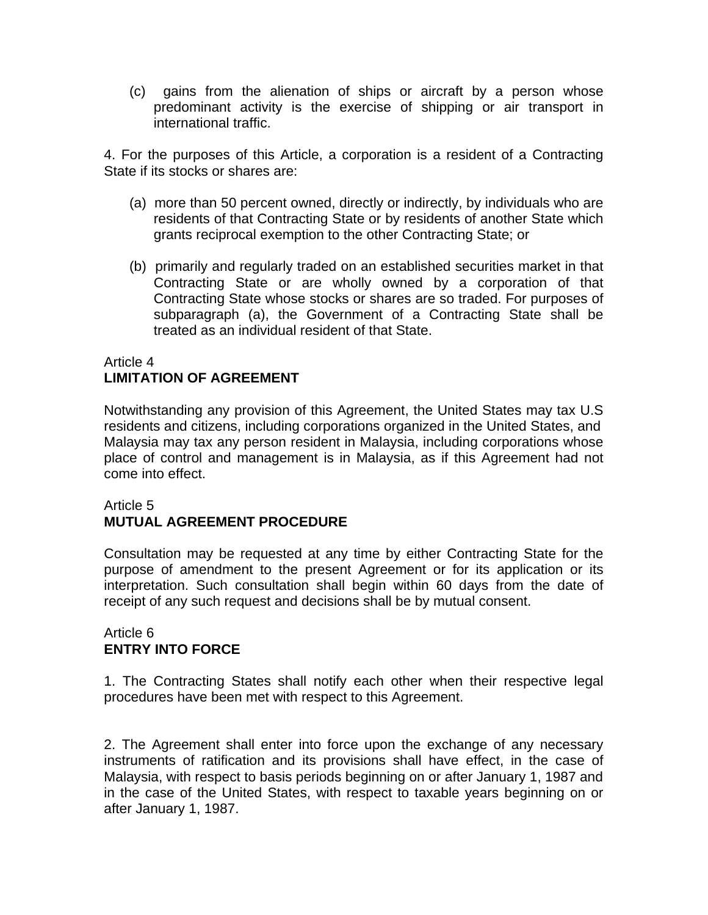(c) gains from the alienation of ships or aircraft by a person whose predominant activity is the exercise of shipping or air transport in international traffic.

4. For the purposes of this Article, a corporation is a resident of a Contracting State if its stocks or shares are:

(a) more than 50 percent owned, directly or indirectly, by individuals who are residents of that Contracting State or by residents of another State which grants reciprocal exemption to the other Contracting State; or

(b) primarily and regularly traded on an established securities market in that Contracting State or are wholly owned by a corporation of that Contracting State whose stocks or shares are so traded. For purposes of subparagraph (a), the Government of a Contracting State shall be treated as an individual resident of that State.

Article 4
**LIMITATION OF AGREEMENT**

Notwithstanding any provision of this Agreement, the United States may tax U.S residents and citizens, including corporations organized in the United States, and Malaysia may tax any person resident in Malaysia, including corporations whose place of control and management is in Malaysia, as if this Agreement had not come into effect.

Article 5
**MUTUAL AGREEMENT PROCEDURE**

Consultation may be requested at any time by either Contracting State for the purpose of amendment to the present Agreement or for its application or its interpretation. Such consultation shall begin within 60 days from the date of receipt of any such request and decisions shall be by mutual consent.

Article 6
**ENTRY INTO FORCE**

1. The Contracting States shall notify each other when their respective legal procedures have been met with respect to this Agreement.

2. The Agreement shall enter into force upon the exchange of any necessary instruments of ratification and its provisions shall have effect, in the case of Malaysia, with respect to basis periods beginning on or after January 1, 1987 and in the case of the United States, with respect to taxable years beginning on or after January 1, 1987.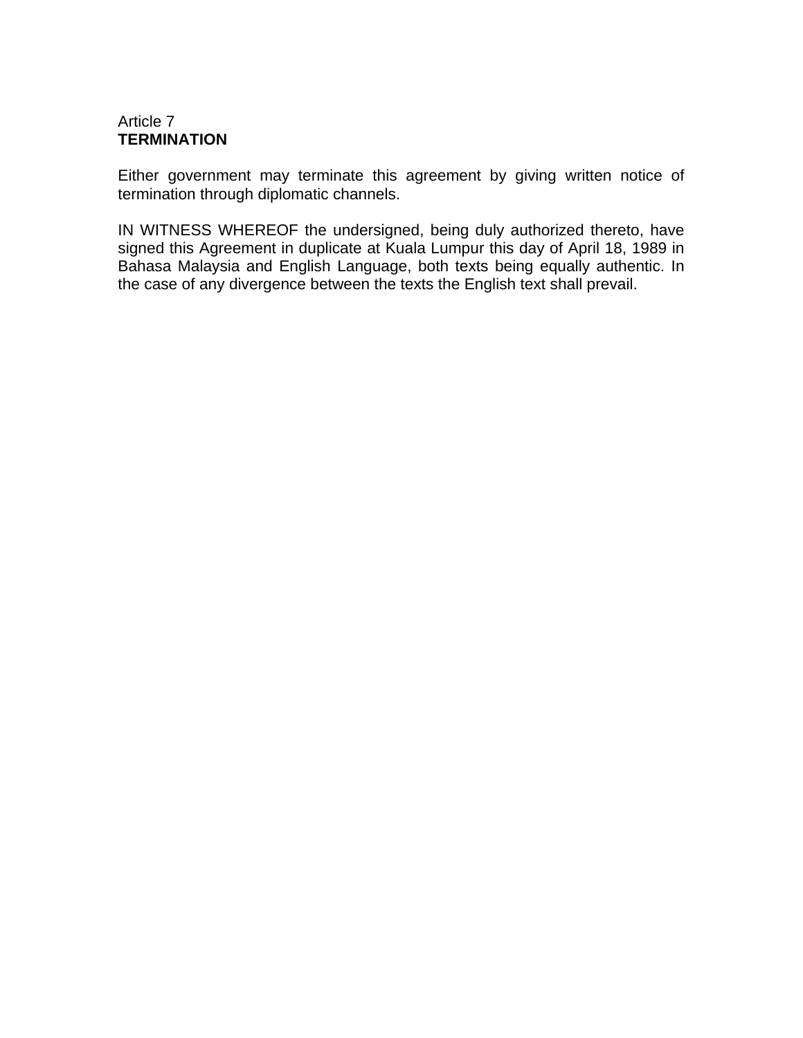Article 7
**TERMINATION**

Either government may terminate this agreement by giving written notice of termination through diplomatic channels.

IN WITNESS WHEREOF the undersigned, being duly authorized thereto, have signed this Agreement in duplicate at Kuala Lumpur this day of April 18, 1989 in Bahasa Malaysia and English Language, both texts being equally authentic. In the case of any divergence between the texts the English text shall prevail.